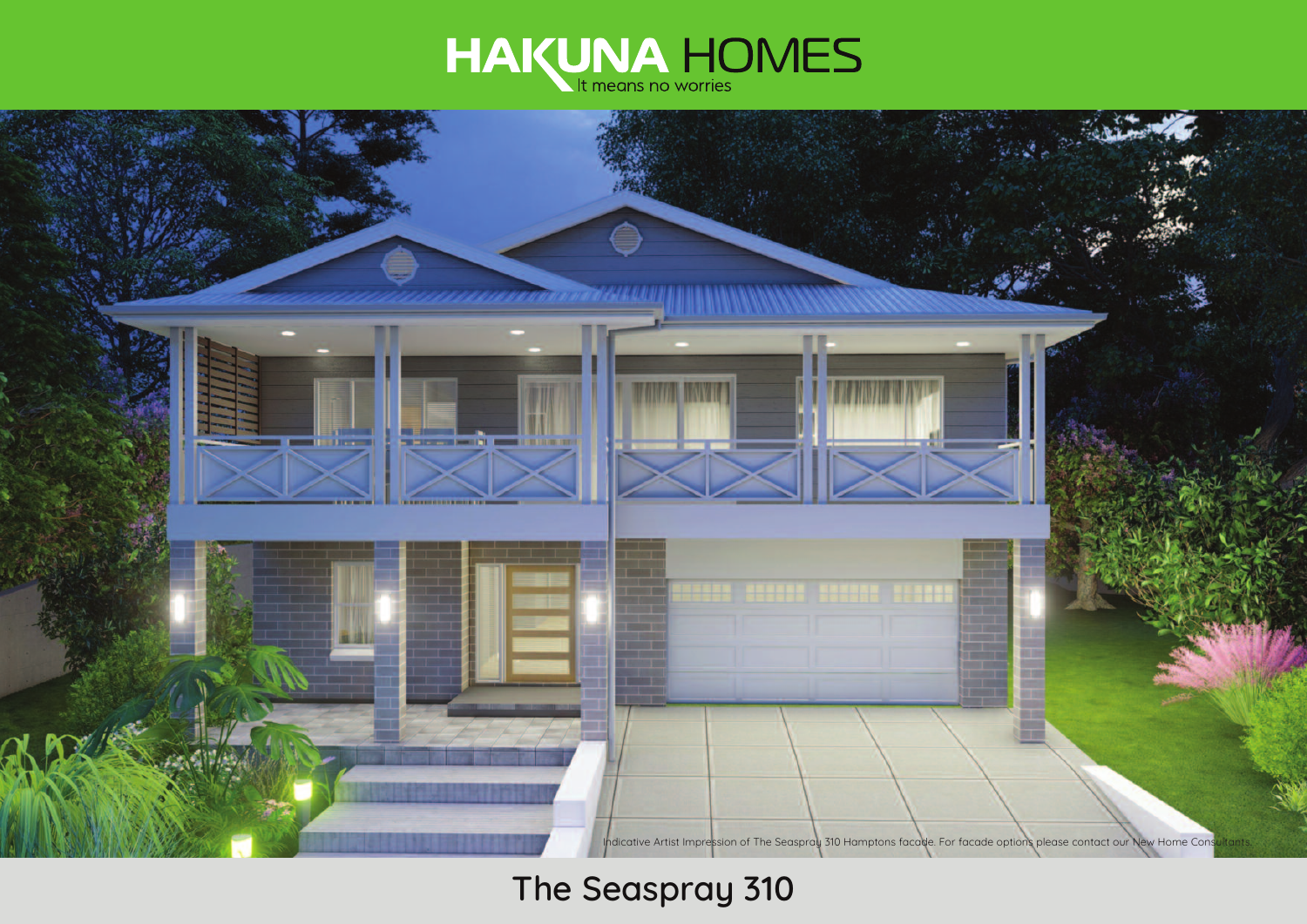# HAKUNA HOMES

It means no worries

Indicative Artist Impression of The Seaspray 310 Hamptons facade. For facade options please contact our New Home Consultants.

## The Seaspray 310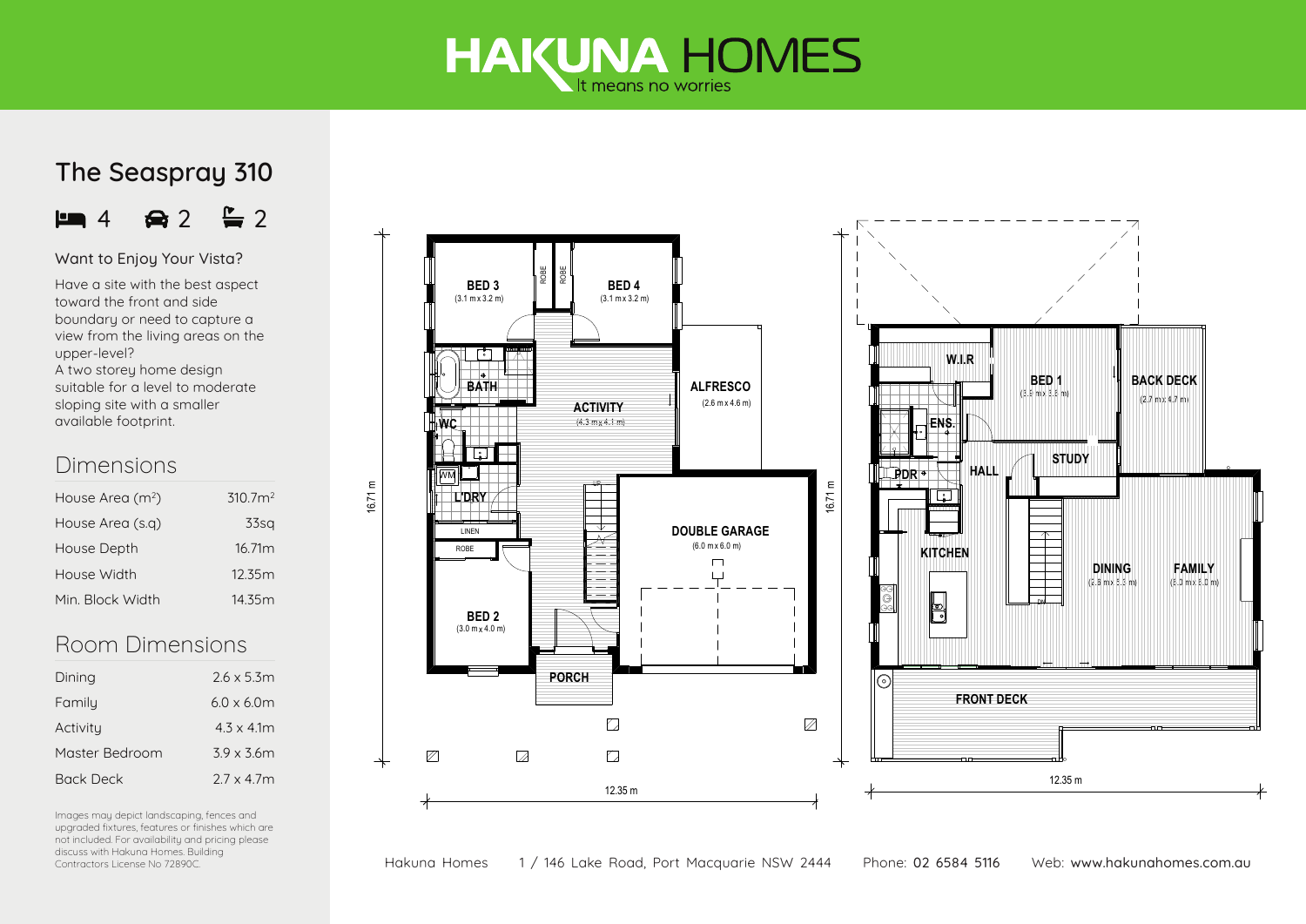# HAKUNA HOMES

It means no worries

## The Seaspray 310

4 2 2

Want to Enjoy Your Vista?

Have a site with the best aspect toward the front and side boundary or need to capture a view from the living areas on the upper-level?

A two storey home design suitable for a level to moderate sloping site with a smaller available footprint.

## Dimensions

| | |
|---|---|
| House Area ($m^2$) | $310.7m^2$ |
| House Area (s.q) | 33sq |
| House Depth | 16.71m |
| House Width | 12.35m |
| Min. Block Width | 14.35m |

## Room Dimensions

| | |
|---|---|
| Dining | 2.6 x 5.3m |
| Family | 6.0 x 6.0m |
| Activity | 4.3 x 4.1m |
| Master Bedroom | 3.9 x 3.6m |
| Back Deck | 2.7 x 4.7m |

Images may depict landscaping, fences and upgraded fixtures, features or finishes which are not included. For availability and pricing please discuss with Hakuna Homes. Building Contractors License No 72890C.

BED 3 (3.1 m x 3.2 m)
ROBE
ROBE
BED 4 (3.1 m x 3.2 m)
BATH
ALFRESCO (2.6 m x 4.6 m)
ACTIVITY (4.3 m x 4.1 m)
WC
WM
L'DRY
LINEN
ROBE
DOUBLE GARAGE (6.0 m x 6.0 m)
BED 2 (3.0 m x 4.0 m)
PORCH
16.71 m
12.35 m

W.I.R
BED 1 (3.9 m x 3.6 m)
BACK DECK (2.7 m x 4.7 m)
ENS.
STUDY
PDR
HALL
KITCHEN
DINING (2.6 m x 5.3 m)
FAMILY (6.0 m x 6.0 m)
FRONT DECK
16.71 m
12.35 m

Hakuna Homes 1 / 146 Lake Road, Port Macquarie NSW 2444 Phone: 02 6584 5116 Web: www.hakunahomes.com.au